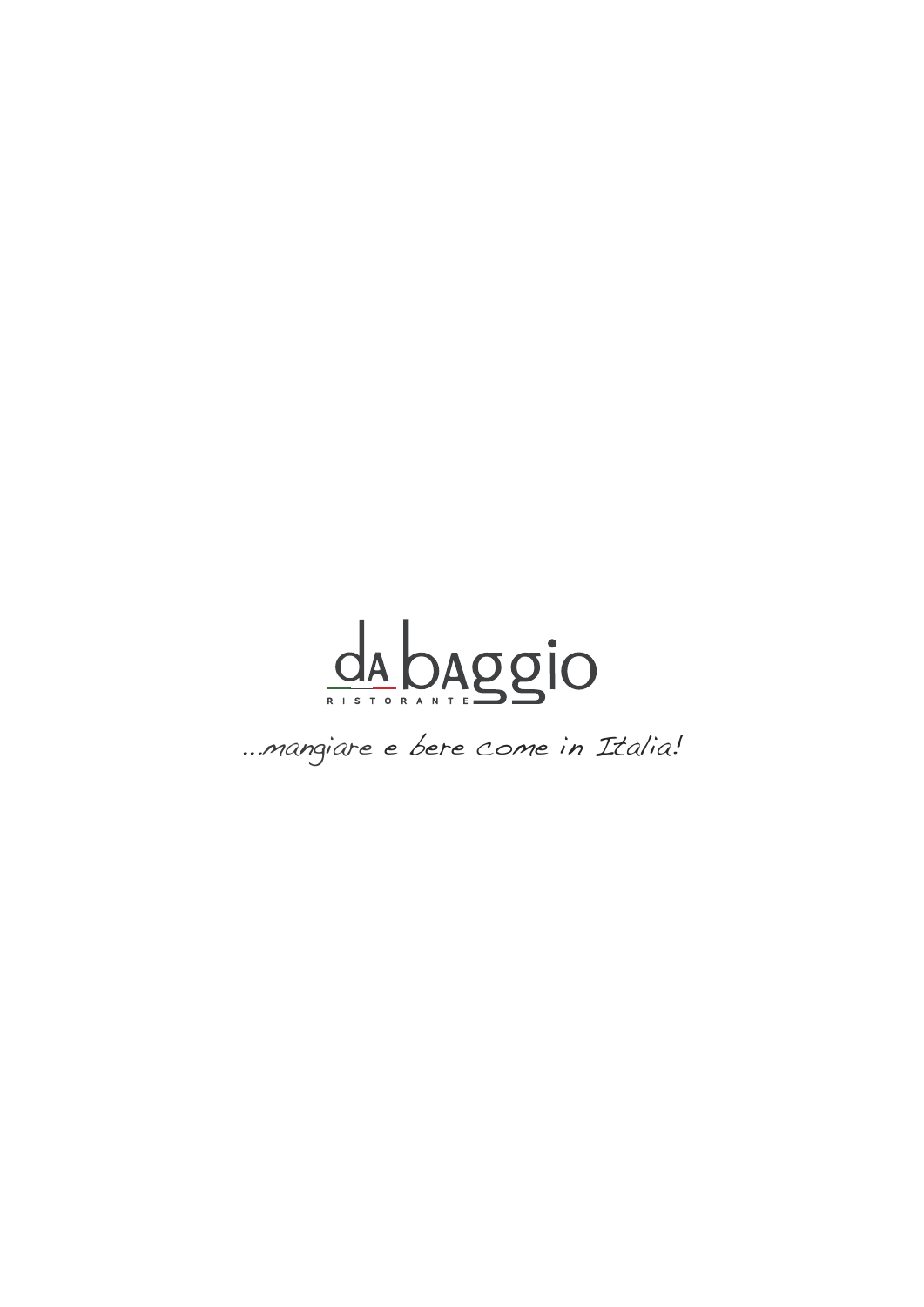# da baggio

RISTORANTE

*...mangiare e bere come in Italia!*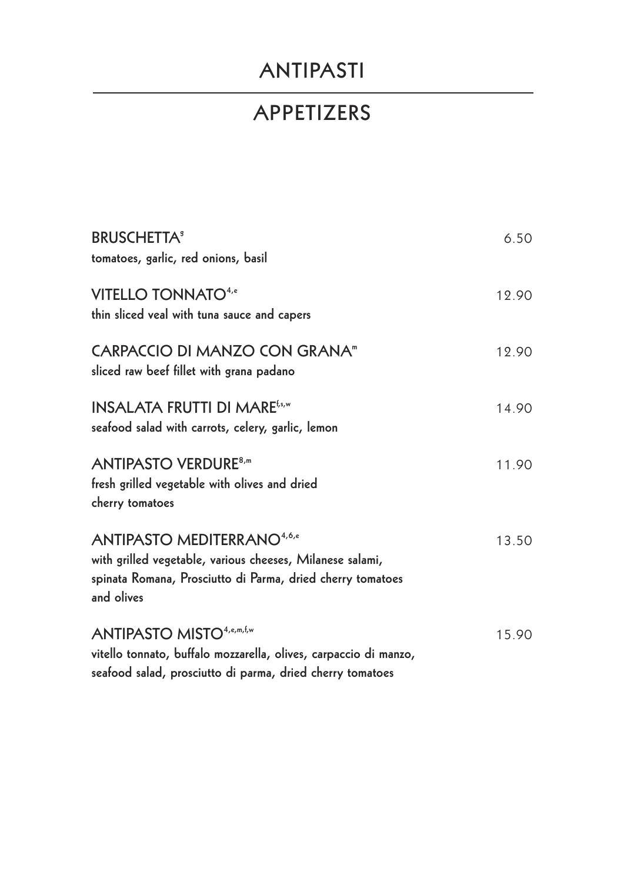# ANTIPASTI

## APPETIZERS

**BRUSCHETTA**[g] — 6.50
tomatoes, garlic, red onions, basil

**VITELLO TONNATO**[4,e] — 12.90
thin sliced veal with tuna sauce and capers

**CARPACCIO DI MANZO CON GRANA**[m] — 12.90
sliced raw beef fillet with grana padano

**INSALATA FRUTTI DI MARE**[f,s,w] — 14.90
seafood salad with carrots, celery, garlic, lemon

**ANTIPASTO VERDURE**[8,m] — 11.90
fresh grilled vegetable with olives and dried cherry tomatoes

**ANTIPASTO MEDITERRANO**[4,6,e] — 13.50
with grilled vegetable, various cheeses, Milanese salami, spinata Romana, Prosciutto di Parma, dried cherry tomatoes and olives

**ANTIPASTO MISTO**[4,e,m,f,w] — 15.90
vitello tonnato, buffalo mozzarella, olives, carpaccio di manzo, seafood salad, prosciutto di parma, dried cherry tomatoes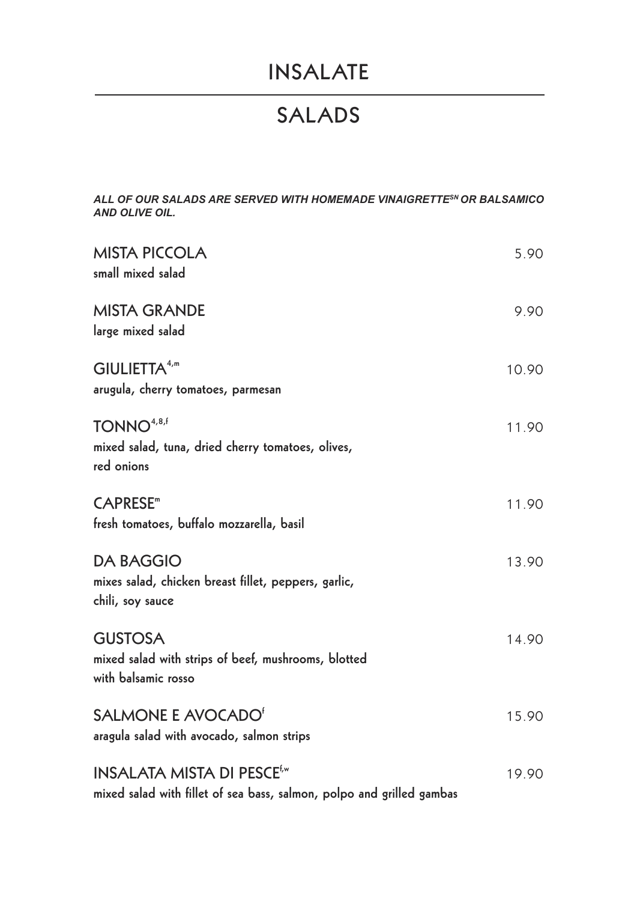# INSALATE

## SALADS

***ALL OF OUR SALADS ARE SERVED WITH HOMEMADE VINAIGRETTE[SN] OR BALSAMICO AND OLIVE OIL.***

**MISTA PICCOLA** — 5.90
small mixed salad

**MISTA GRANDE** — 9.90
large mixed salad

**GIULIETTA**[4,m] — 10.90
arugula, cherry tomatoes, parmesan

**TONNO**[4,8,f] — 11.90
mixed salad, tuna, dried cherry tomatoes, olives, red onions

**CAPRESE**[m] — 11.90
fresh tomatoes, buffalo mozzarella, basil

**DA BAGGIO** — 13.90
mixes salad, chicken breast fillet, peppers, garlic, chili, soy sauce

**GUSTOSA** — 14.90
mixed salad with strips of beef, mushrooms, blotted with balsamic rosso

**SALMONE E AVOCADO**[f] — 15.90
aragula salad with avocado, salmon strips

**INSALATA MISTA DI PESCE**[f,w] — 19.90
mixed salad with fillet of sea bass, salmon, polpo and grilled gambas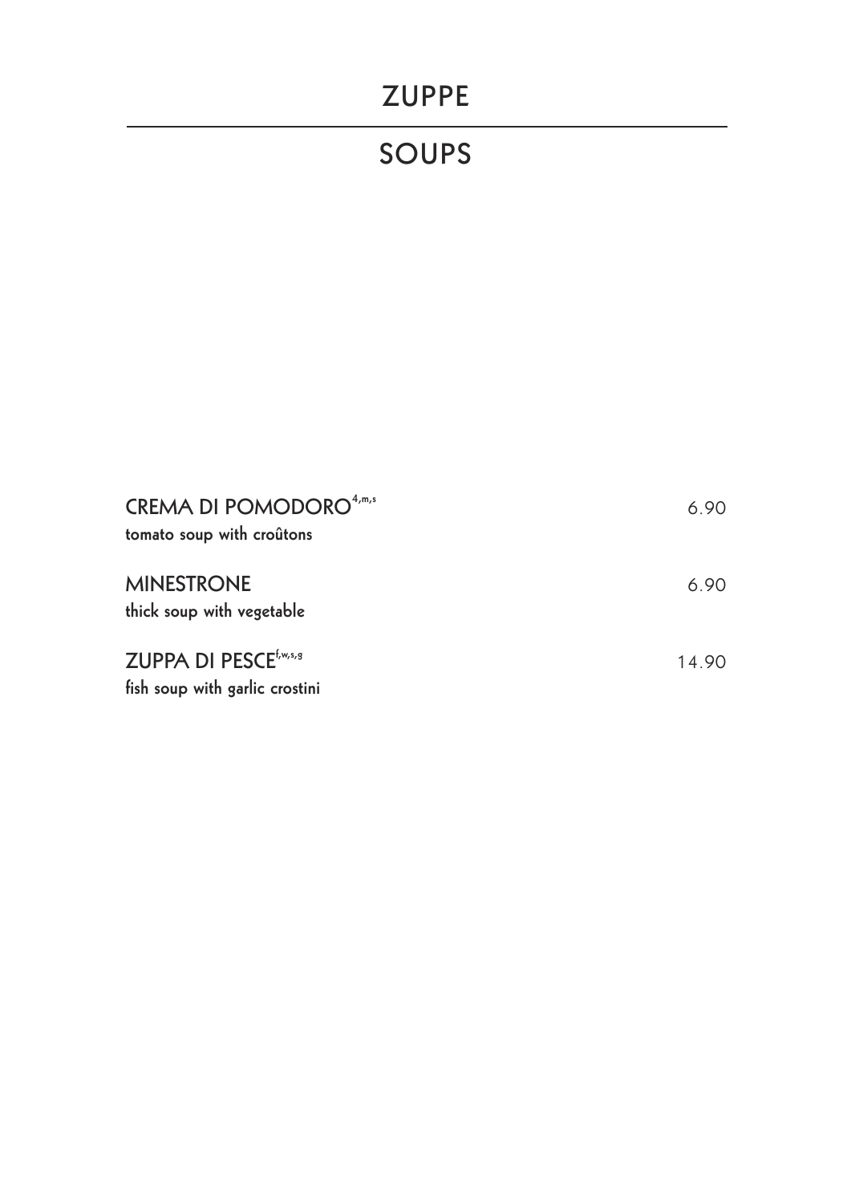# ZUPPE

# SOUPS

**CREMA DI POMODORO**[4,m,s] 6.90
**tomato soup with croûtons**

**MINESTRONE** 6.90
**thick soup with vegetable**

**ZUPPA DI PESCE**[f,w,s,g] 14.90
**fish soup with garlic crostini**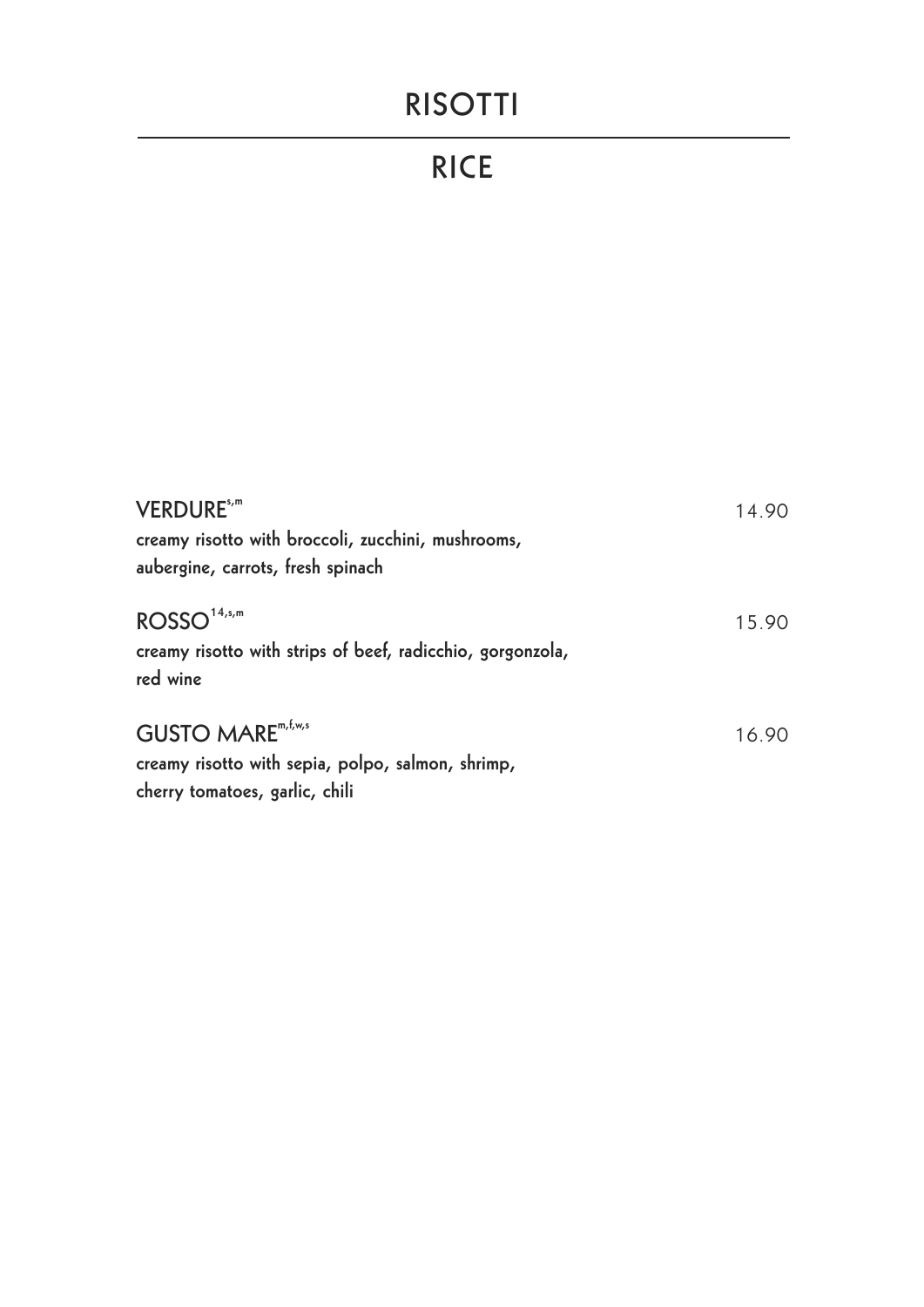# RISOTTI

## RICE

**VERDURE**[s,m] 14.90
creamy risotto with broccoli, zucchini, mushrooms, aubergine, carrots, fresh spinach

**ROSSO**[14,s,m] 15.90
creamy risotto with strips of beef, radicchio, gorgonzola, red wine

**GUSTO MARE**[m,f,w,s] 16.90
creamy risotto with sepia, polpo, salmon, shrimp, cherry tomatoes, garlic, chili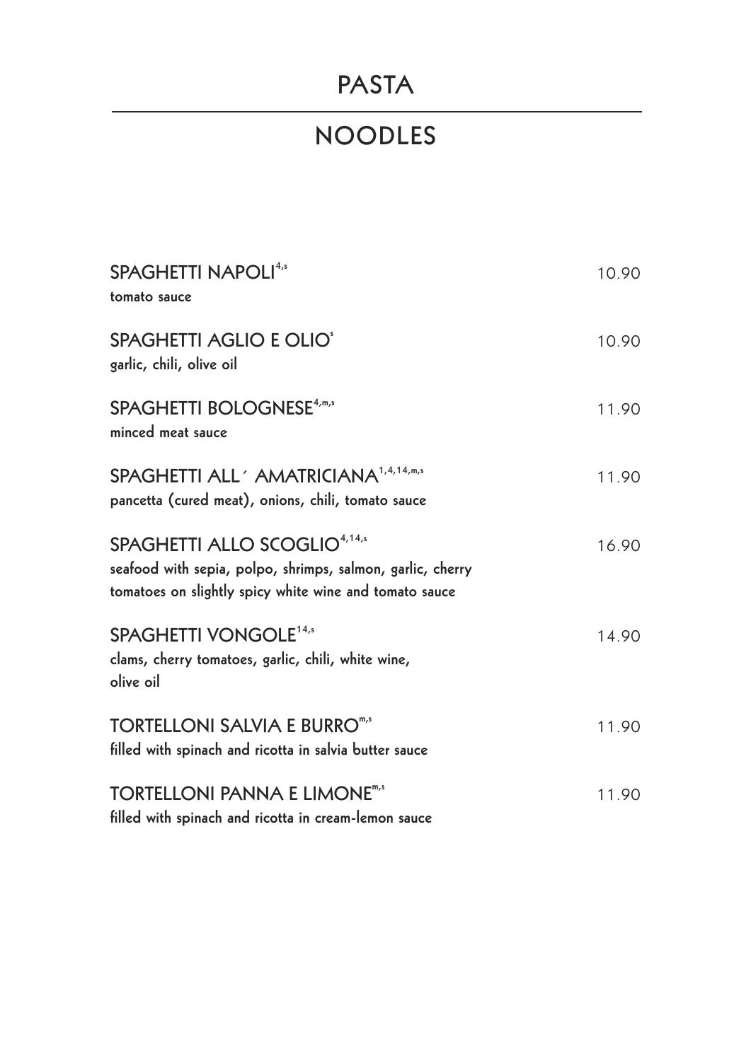# PASTA

# NOODLES

**SPAGHETTI NAPOLI**[4,s] 10.90
tomato sauce

**SPAGHETTI AGLIO E OLIO**[s] 10.90
garlic, chili, olive oil

**SPAGHETTI BOLOGNESE**[4,m,s] 11.90
minced meat sauce

**SPAGHETTI ALL´ AMATRICIANA**[1,4,14,m,s] 11.90
pancetta (cured meat), onions, chili, tomato sauce

**SPAGHETTI ALLO SCOGLIO**[4,14,s] 16.90
seafood with sepia, polpo, shrimps, salmon, garlic, cherry tomatoes on slightly spicy white wine and tomato sauce

**SPAGHETTI VONGOLE**[14,s] 14.90
clams, cherry tomatoes, garlic, chili, white wine, olive oil

**TORTELLONI SALVIA E BURRO**[m,s] 11.90
filled with spinach and ricotta in salvia butter sauce

**TORTELLONI PANNA E LIMONE**[m,s] 11.90
filled with spinach and ricotta in cream-lemon sauce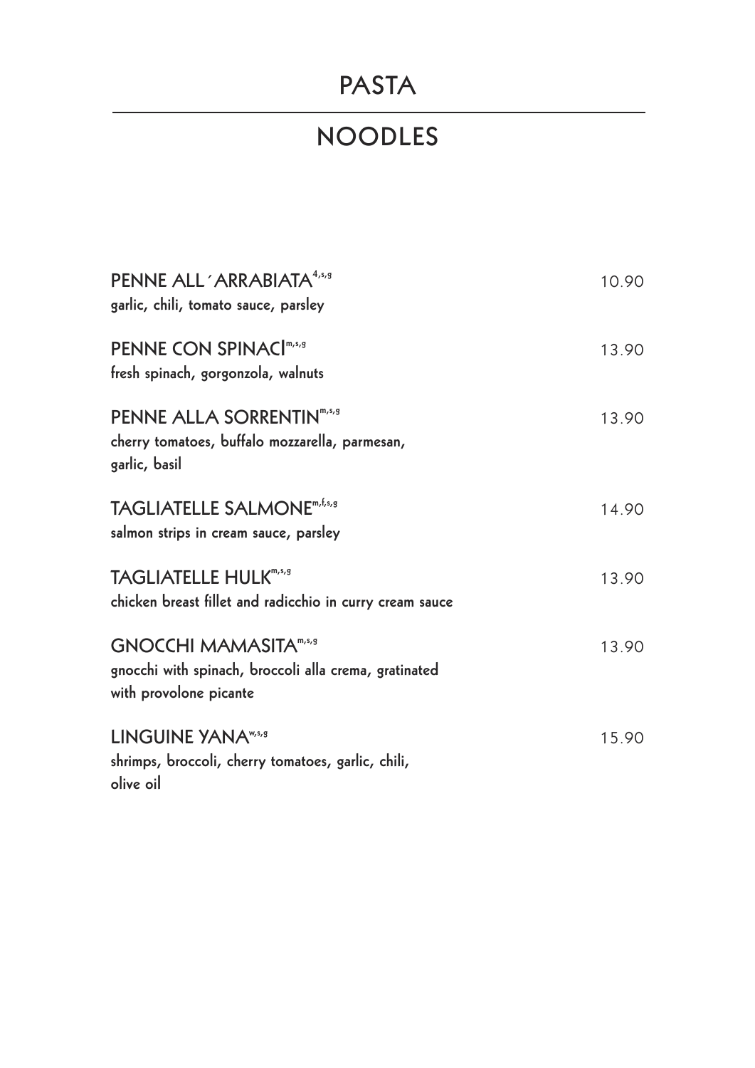# PASTA

## NOODLES

**PENNE ALL´ARRABIATA** [4,s,g] — 10.90
garlic, chili, tomato sauce, parsley

**PENNE CON SPINACI** [m,s,g] — 13.90
fresh spinach, gorgonzola, walnuts

**PENNE ALLA SORRENTIN** [m,s,g] — 13.90
cherry tomatoes, buffalo mozzarella, parmesan, garlic, basil

**TAGLIATELLE SALMONE** [m,f,s,g] — 14.90
salmon strips in cream sauce, parsley

**TAGLIATELLE HULK** [m,s,g] — 13.90
chicken breast fillet and radicchio in curry cream sauce

**GNOCCHI MAMASITA** [m,s,g] — 13.90
gnocchi with spinach, broccoli alla crema, gratinated with provolone picante

**LINGUINE YANA** [w,s,g] — 15.90
shrimps, broccoli, cherry tomatoes, garlic, chili, olive oil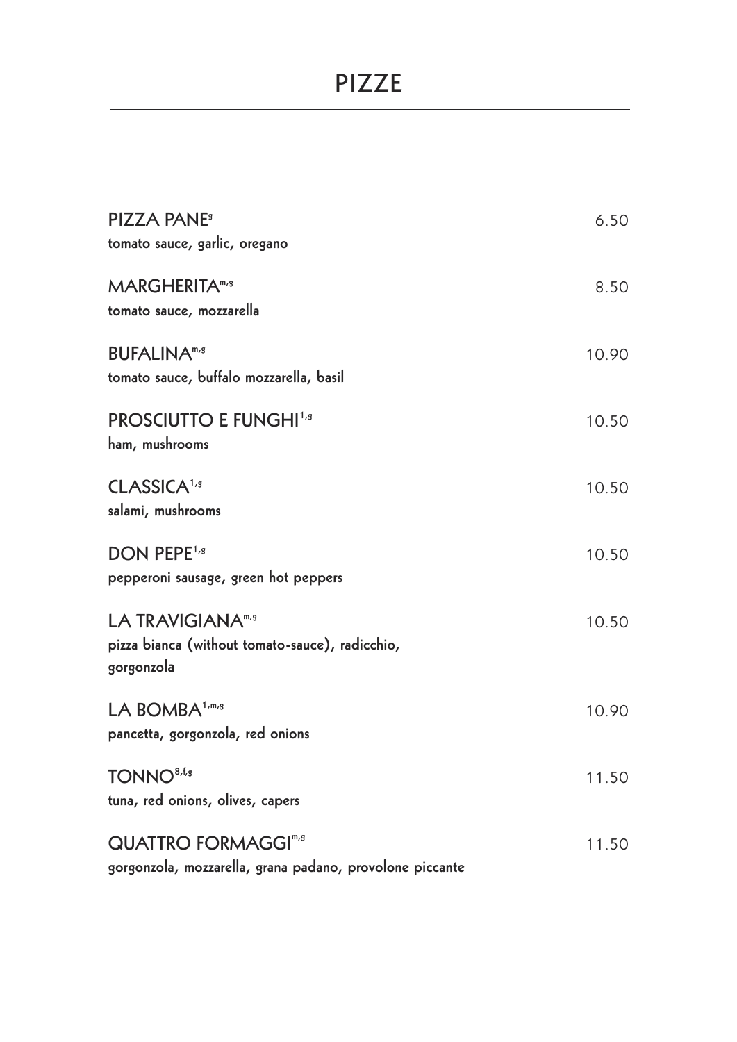# PIZZE

**PIZZA PANE**[g]
tomato sauce, garlic, oregano — 6.50

**MARGHERITA**[m,g]
tomato sauce, mozzarella — 8.50

**BUFALINA**[m,g]
tomato sauce, buffalo mozzarella, basil — 10.90

**PROSCIUTTO E FUNGHI**[1,g]
ham, mushrooms — 10.50

**CLASSICA**[1,g]
salami, mushrooms — 10.50

**DON PEPE**[1,g]
pepperoni sausage, green hot peppers — 10.50

**LA TRAVIGIANA**[m,g]
pizza bianca (without tomato-sauce), radicchio, gorgonzola — 10.50

**LA BOMBA**[1,m,g]
pancetta, gorgonzola, red onions — 10.90

**TONNO**[8,f,g]
tuna, red onions, olives, capers — 11.50

**QUATTRO FORMAGGI**[m,g]
gorgonzola, mozzarella, grana padano, provolone piccante — 11.50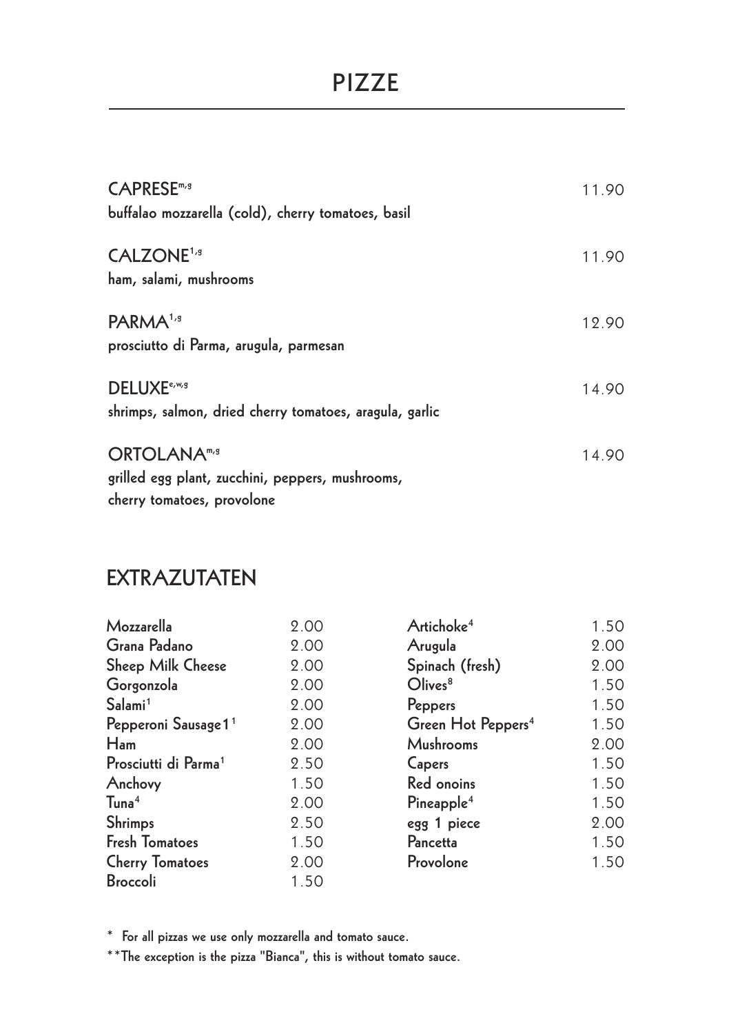# PIZZE

**CAPRESE**[m,g] 11.90
buffalao mozzarella (cold), cherry tomatoes, basil

**CALZONE**[1,g] 11.90
ham, salami, mushrooms

**PARMA**[1,g] 12.90
prosciutto di Parma, arugula, parmesan

**DELUXE**[e,w,g] 14.90
shrimps, salmon, dried cherry tomatoes, aragula, garlic

**ORTOLANA**[m,g] 14.90
grilled egg plant, zucchini, peppers, mushrooms,
cherry tomatoes, provolone

## EXTRAZUTATEN

| | | | |
|---|---|---|---|
| Mozzarella | 2.00 | Artichoke[4] | 1.50 |
| Grana Padano | 2.00 | Arugula | 2.00 |
| Sheep Milk Cheese | 2.00 | Spinach (fresh) | 2.00 |
| Gorgonzola | 2.00 | Olives[8] | 1.50 |
| Salami[1] | 2.00 | Peppers | 1.50 |
| Pepperoni Sausage1[1] | 2.00 | Green Hot Peppers[4] | 1.50 |
| Ham | 2.00 | Mushrooms | 2.00 |
| Prosciutti di Parma[1] | 2.50 | Capers | 1.50 |
| Anchovy | 1.50 | Red onoins | 1.50 |
| Tuna[4] | 2.00 | Pineapple[4] | 1.50 |
| Shrimps | 2.50 | egg 1 piece | 2.00 |
| Fresh Tomatoes | 1.50 | Pancetta | 1.50 |
| Cherry Tomatoes | 2.00 | Provolone | 1.50 |
| Broccoli | 1.50 | | |

* For all pizzas we use only mozzarella and tomato sauce.

**The exception is the pizza "Bianca", this is without tomato sauce.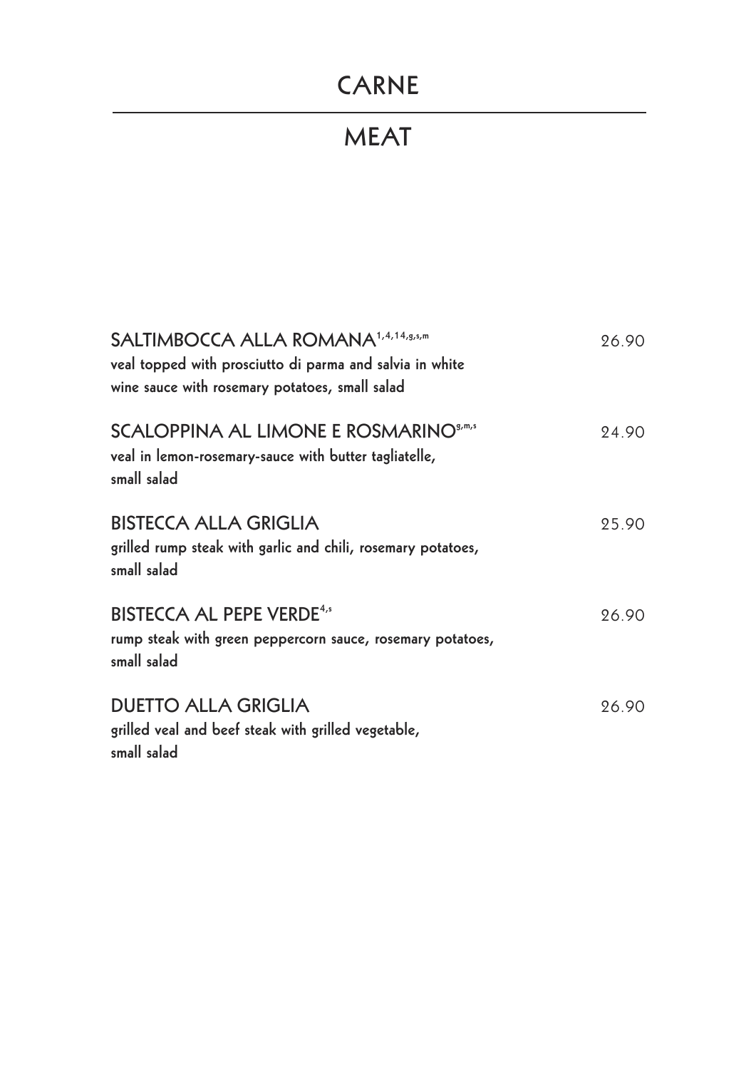# CARNE

# MEAT

**SALTIMBOCCA ALLA ROMANA**[1,4,14,g,s,m] 26.90
veal topped with prosciutto di parma and salvia in white wine sauce with rosemary potatoes, small salad

**SCALOPPINA AL LIMONE E ROSMARINO**[g,m,s] 24.90
veal in lemon-rosemary-sauce with butter tagliatelle, small salad

**BISTECCA ALLA GRIGLIA** 25.90
grilled rump steak with garlic and chili, rosemary potatoes, small salad

**BISTECCA AL PEPE VERDE**[4,s] 26.90
rump steak with green peppercorn sauce, rosemary potatoes, small salad

**DUETTO ALLA GRIGLIA** 26.90
grilled veal and beef steak with grilled vegetable, small salad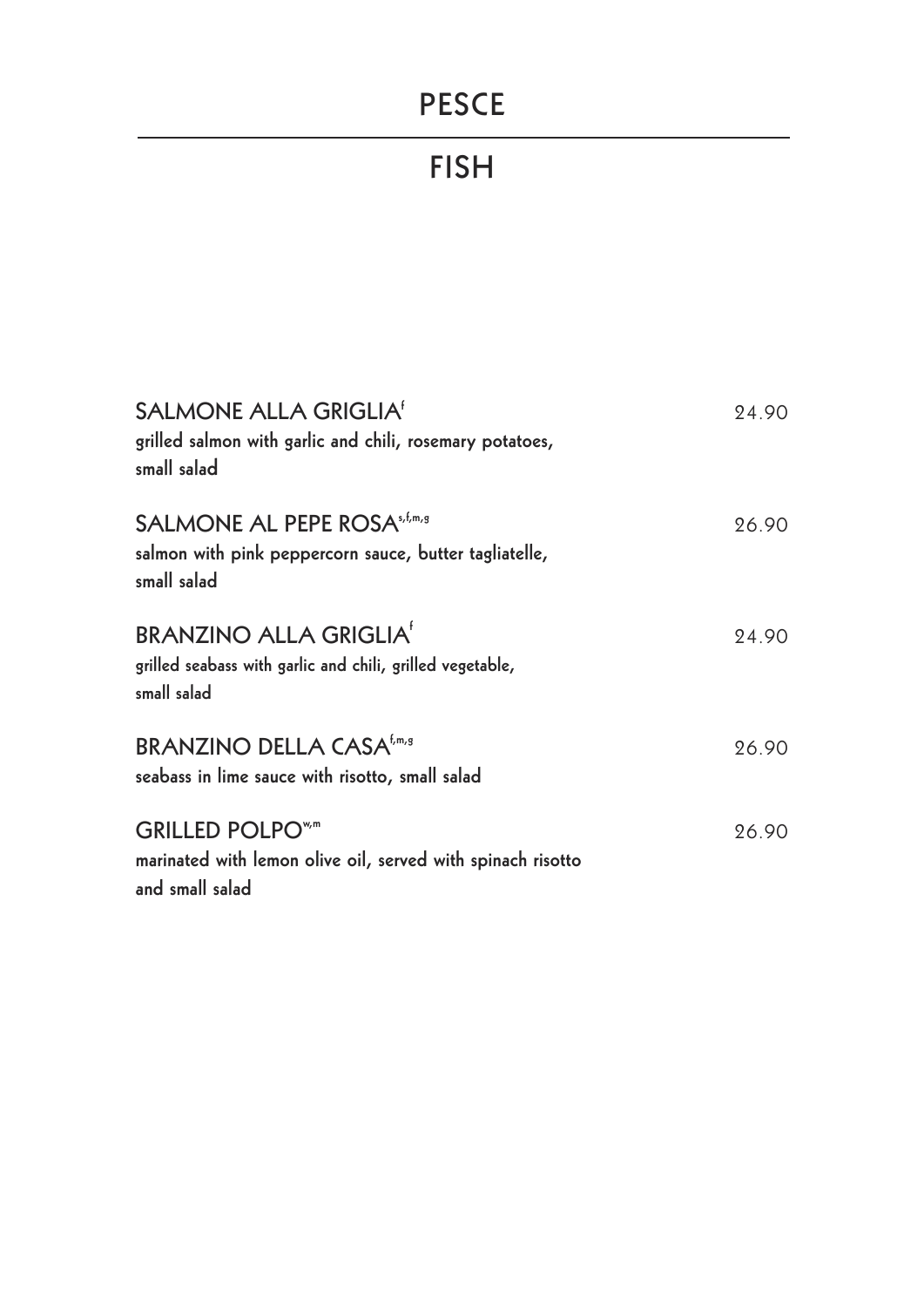# PESCE

# FISH

**SALMONE ALLA GRIGLIA**[f] — 24.90
grilled salmon with garlic and chili, rosemary potatoes, small salad

**SALMONE AL PEPE ROSA**[s,f,m,g] — 26.90
salmon with pink peppercorn sauce, butter tagliatelle, small salad

**BRANZINO ALLA GRIGLIA**[f] — 24.90
grilled seabass with garlic and chili, grilled vegetable, small salad

**BRANZINO DELLA CASA**[f,m,g] — 26.90
seabass in lime sauce with risotto, small salad

**GRILLED POLPO**[w,m] — 26.90
marinated with lemon olive oil, served with spinach risotto and small salad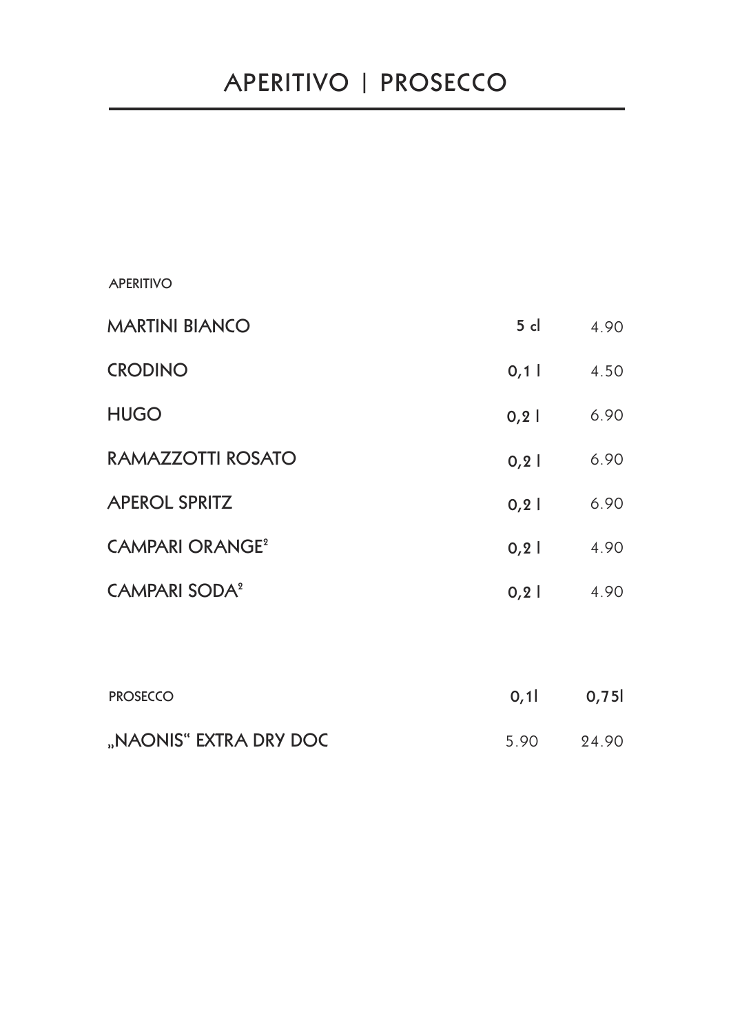# APERITIVO | PROSECCO

| APERITIVO | | |
|---|---|---|
| MARTINI BIANCO | 5 cl | 4.90 |
| CRODINO | 0,1 l | 4.50 |
| HUGO | 0,2 l | 6.90 |
| RAMAZZOTTI ROSATO | 0,2 l | 6.90 |
| APEROL SPRITZ | 0,2 l | 6.90 |
| CAMPARI ORANGE[2] | 0,2 l | 4.90 |
| CAMPARI SODA[2] | 0,2 l | 4.90 |

| PROSECCO | 0,1l | 0,75l |
|---|---|---|
| „NAONIS“ EXTRA DRY DOC | 5.90 | 24.90 |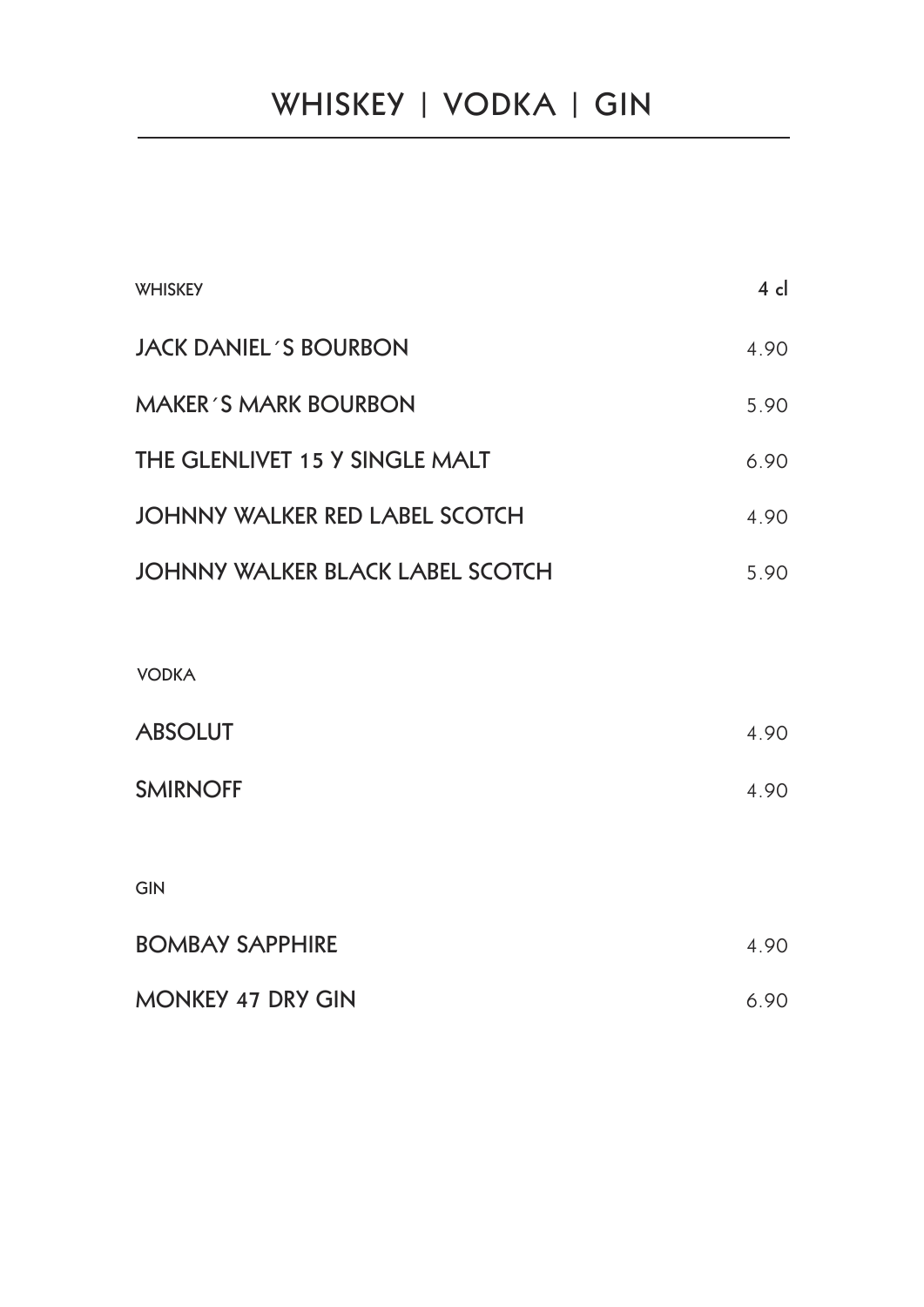# WHISKEY | VODKA | GIN

| WHISKEY | 4 cl |
|---|---|
| JACK DANIEL´S BOURBON | 4.90 |
| MAKER´S MARK BOURBON | 5.90 |
| THE GLENLIVET 15 Y SINGLE MALT | 6.90 |
| JOHNNY WALKER RED LABEL SCOTCH | 4.90 |
| JOHNNY WALKER BLACK LABEL SCOTCH | 5.90 |

| VODKA | |
|---|---|
| ABSOLUT | 4.90 |
| SMIRNOFF | 4.90 |

| GIN | |
|---|---|
| BOMBAY SAPPHIRE | 4.90 |
| MONKEY 47 DRY GIN | 6.90 |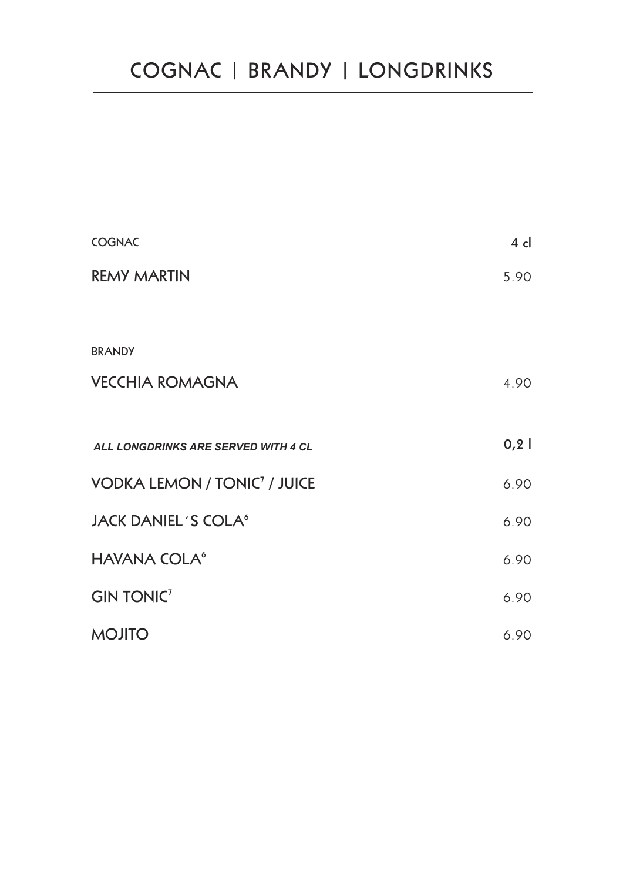# COGNAC | BRANDY | LONGDRINKS

| COGNAC | 4 cl |
| --- | --- |
| **REMY MARTIN** | 5.90 |

| BRANDY | |
| --- | --- |
| **VECCHIA ROMAGNA** | 4.90 |

| ***ALL LONGDRINKS ARE SERVED WITH 4 CL*** | 0,2 l |
| --- | --- |
| **VODKA LEMON / TONIC[7] / JUICE** | 6.90 |
| **JACK DANIEL´S COLA[6]** | 6.90 |
| **HAVANA COLA[6]** | 6.90 |
| **GIN TONIC[7]** | 6.90 |
| **MOJITO** | 6.90 |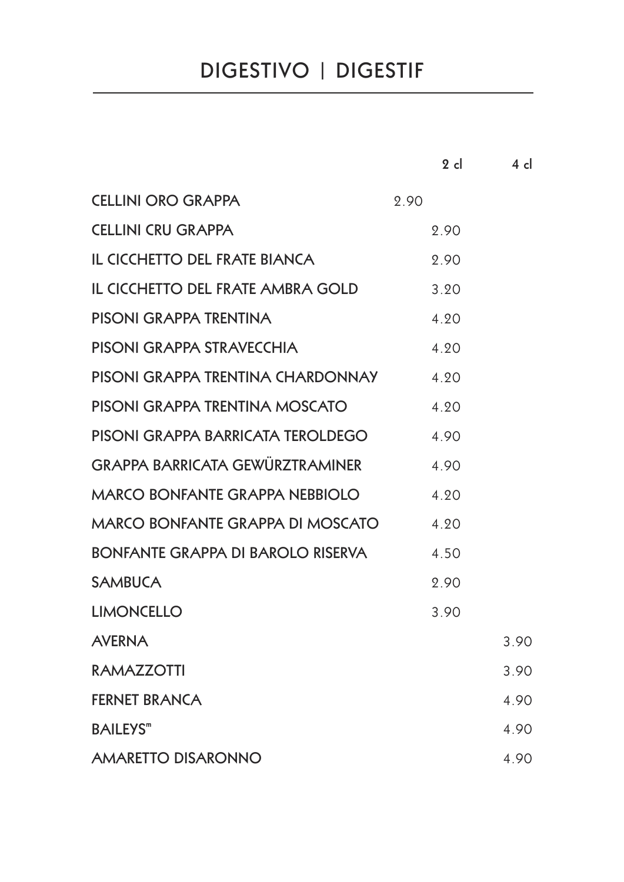# DIGESTIVO | DIGESTIF

| | 2 cl | 4 cl |
|---|---|---|
| CELLINI ORO GRAPPA | 2.90 | |
| CELLINI CRU GRAPPA | 2.90 | |
| IL CICCHETTO DEL FRATE BIANCA | 2.90 | |
| IL CICCHETTO DEL FRATE AMBRA GOLD | 3.20 | |
| PISONI GRAPPA TRENTINA | 4.20 | |
| PISONI GRAPPA STRAVECCHIA | 4.20 | |
| PISONI GRAPPA TRENTINA CHARDONNAY | 4.20 | |
| PISONI GRAPPA TRENTINA MOSCATO | 4.20 | |
| PISONI GRAPPA BARRICATA TEROLDEGO | 4.90 | |
| GRAPPA BARRICATA GEWÜRZTRAMINER | 4.90 | |
| MARCO BONFANTE GRAPPA NEBBIOLO | 4.20 | |
| MARCO BONFANTE GRAPPA DI MOSCATO | 4.20 | |
| BONFANTE GRAPPA DI BAROLO RISERVA | 4.50 | |
| SAMBUCA | 2.90 | |
| LIMONCELLO | 3.90 | |
| AVERNA | | 3.90 |
| RAMAZZOTTI | | 3.90 |
| FERNET BRANCA | | 4.90 |
| BAILEYS™ | | 4.90 |
| AMARETTO DISARONNO | | 4.90 |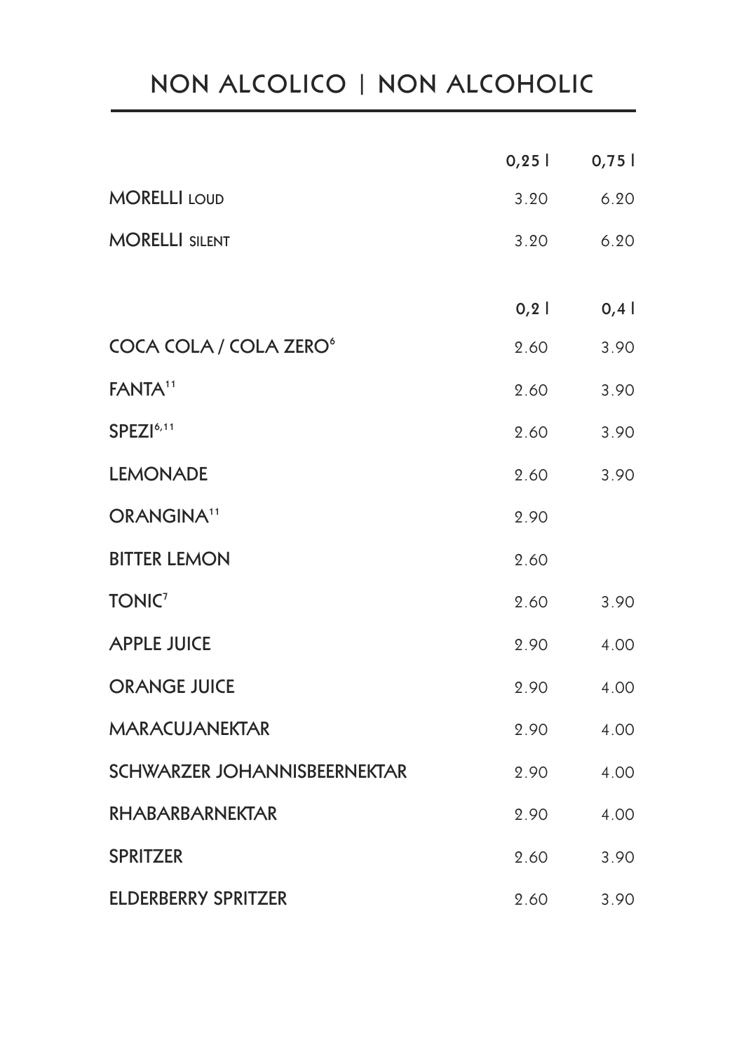# NON ALCOLICO | NON ALCOHOLIC

| | 0,25 l | 0,75 l |
|---|---|---|
| MORELLI LOUD | 3.20 | 6.20 |
| MORELLI SILENT | 3.20 | 6.20 |

| | 0,2 l | 0,4 l |
|---|---|---|
| COCA COLA / COLA ZERO[6] | 2.60 | 3.90 |
| FANTA[11] | 2.60 | 3.90 |
| SPEZI[6,11] | 2.60 | 3.90 |
| LEMONADE | 2.60 | 3.90 |
| ORANGINA[11] | 2.90 | |
| BITTER LEMON | 2.60 | |
| TONIC[7] | 2.60 | 3.90 |
| APPLE JUICE | 2.90 | 4.00 |
| ORANGE JUICE | 2.90 | 4.00 |
| MARACUJANEKTAR | 2.90 | 4.00 |
| SCHWARZER JOHANNISBEERNEKTAR | 2.90 | 4.00 |
| RHABARBARNEKTAR | 2.90 | 4.00 |
| SPRITZER | 2.60 | 3.90 |
| ELDERBERRY SPRITZER | 2.60 | 3.90 |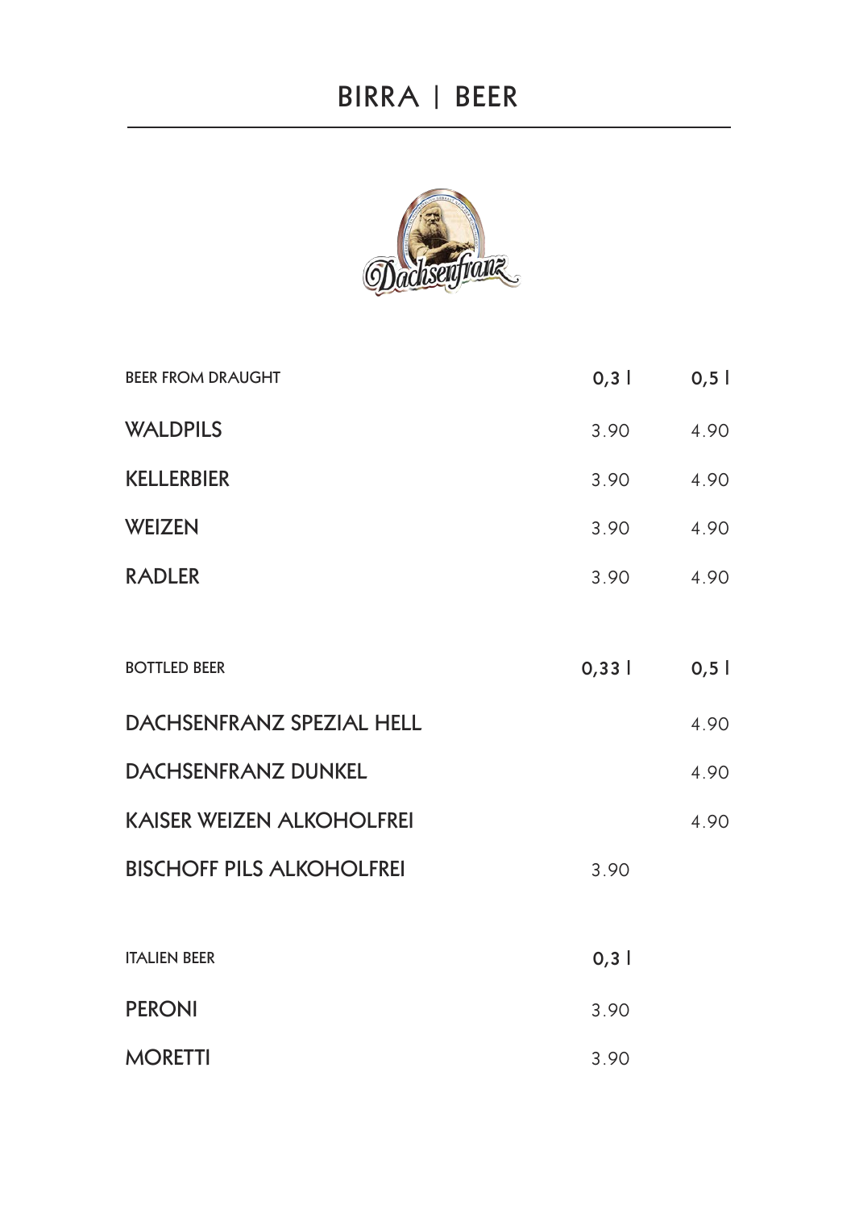# BIRRA | BEER

| BEER FROM DRAUGHT | 0,3 l | 0,5 l |
| --- | --- | --- |
| WALDPILS | 3.90 | 4.90 |
| KELLERBIER | 3.90 | 4.90 |
| WEIZEN | 3.90 | 4.90 |
| RADLER | 3.90 | 4.90 |

| BOTTLED BEER | 0,33 l | 0,5 l |
| --- | --- | --- |
| DACHSENFRANZ SPEZIAL HELL | | 4.90 |
| DACHSENFRANZ DUNKEL | | 4.90 |
| KAISER WEIZEN ALKOHOLFREI | | 4.90 |
| BISCHOFF PILS ALKOHOLFREI | 3.90 | |

| ITALIEN BEER | 0,3 l |
| --- | --- |
| PERONI | 3.90 |
| MORETTI | 3.90 |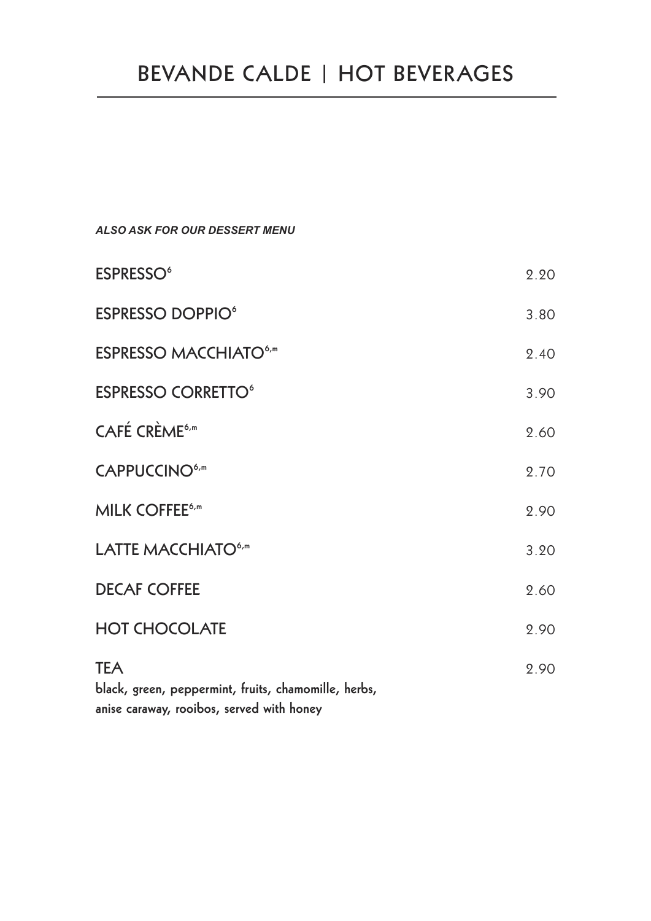# BEVANDE CALDE | HOT BEVERAGES

***ALSO ASK FOR OUR DESSERT MENU***

| | |
|---|---|
| ESPRESSO[6] | 2.20 |
| ESPRESSO DOPPIO[6] | 3.80 |
| ESPRESSO MACCHIATO[6,m] | 2.40 |
| ESPRESSO CORRETTO[6] | 3.90 |
| CAFÉ CRÈME[6,m] | 2.60 |
| CAPPUCCINO[6,m] | 2.70 |
| MILK COFFEE[6,m] | 2.90 |
| LATTE MACCHIATO[6,m] | 3.20 |
| DECAF COFFEE | 2.60 |
| HOT CHOCOLATE | 2.90 |
| TEA<br>black, green, peppermint, fruits, chamomille, herbs, anise caraway, rooibos, served with honey | 2.90 |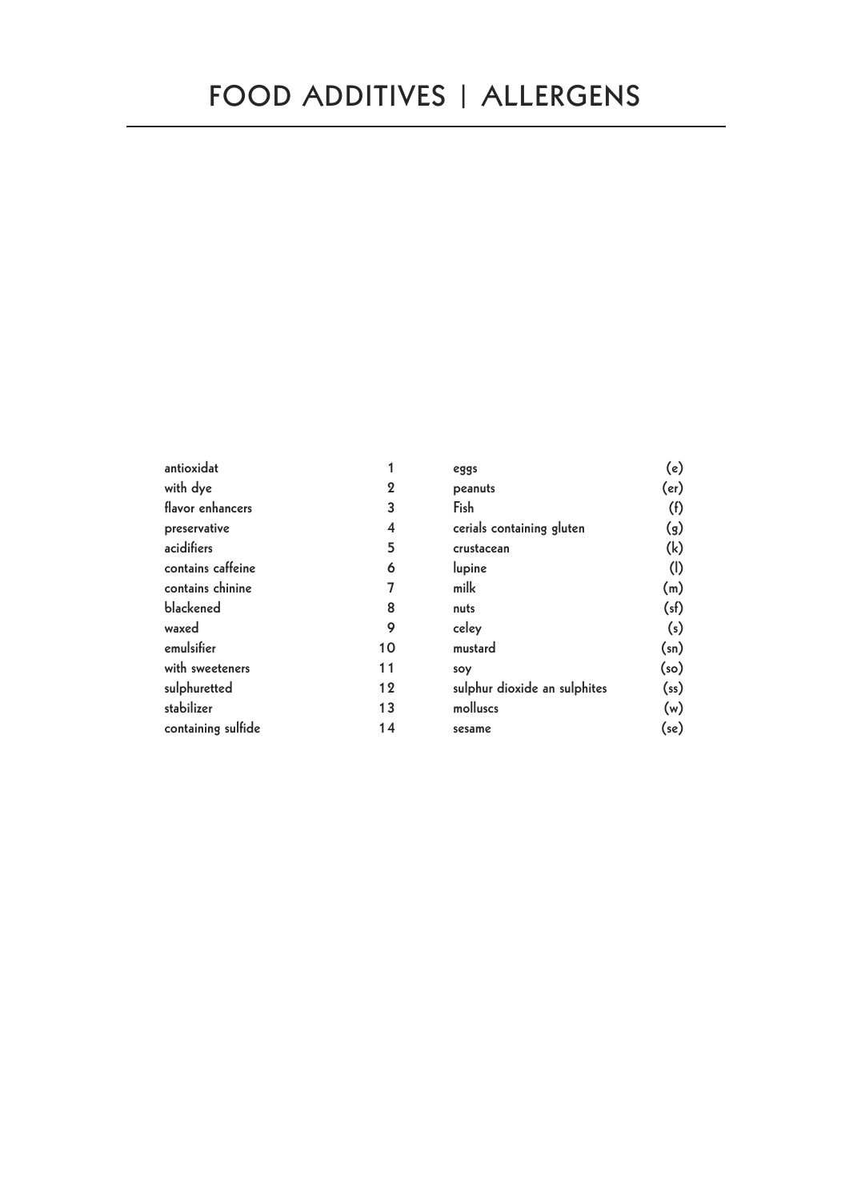# FOOD ADDITIVES | ALLERGENS

| | | | |
|---|---|---|---|
| antioxidat | 1 | eggs | (e) |
| with dye | 2 | peanuts | (er) |
| flavor enhancers | 3 | Fish | (f) |
| preservative | 4 | cerials containing gluten | (g) |
| acidifiers | 5 | crustacean | (k) |
| contains caffeine | 6 | lupine | (l) |
| contains chinine | 7 | milk | (m) |
| blackened | 8 | nuts | (sf) |
| waxed | 9 | celey | (s) |
| emulsifier | 10 | mustard | (sn) |
| with sweeteners | 11 | soy | (so) |
| sulphuretted | 12 | sulphur dioxide an sulphites | (ss) |
| stabilizer | 13 | molluscs | (w) |
| containing sulfide | 14 | sesame | (se) |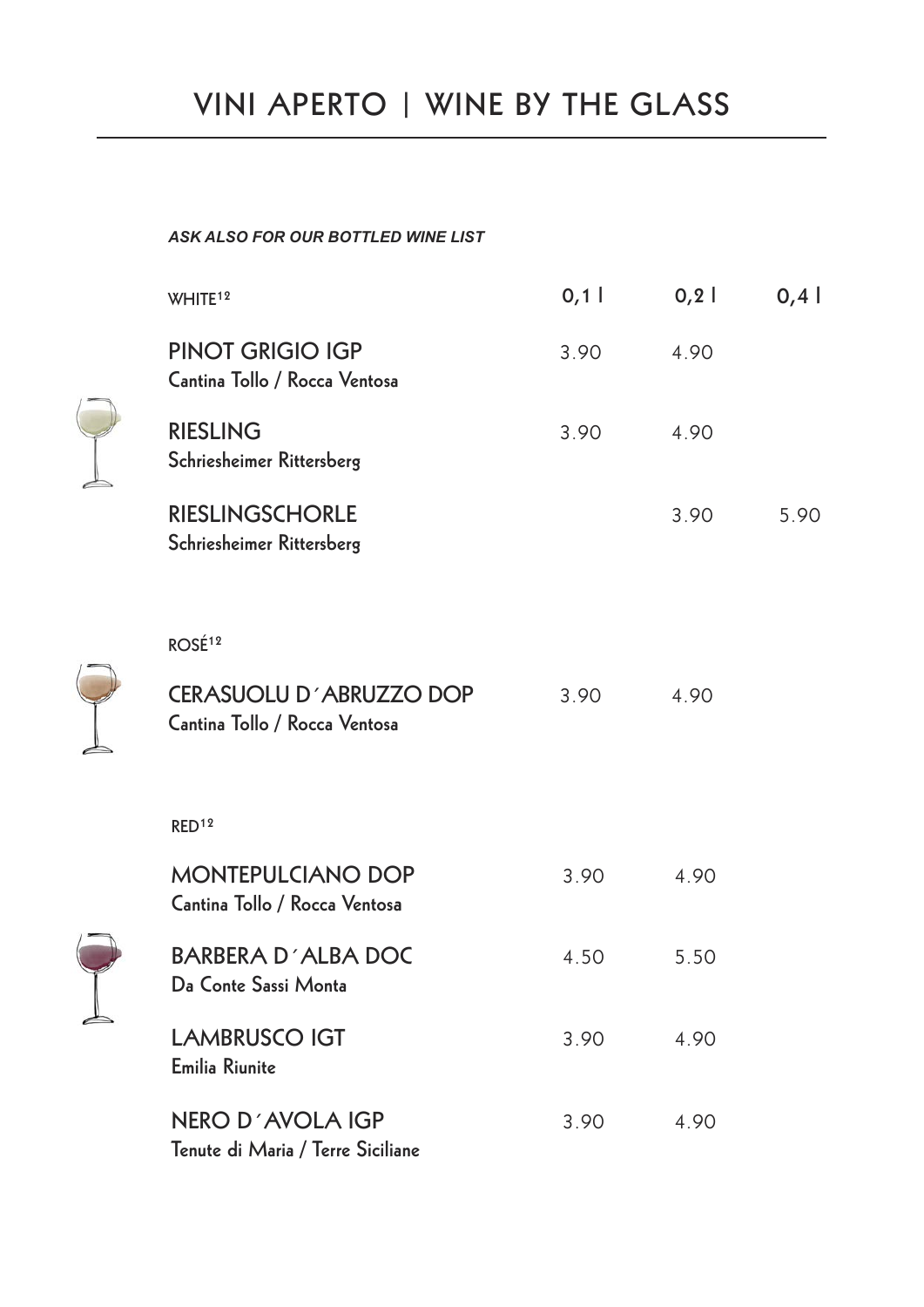# VINI APERTO | WINE BY THE GLASS

***ASK ALSO FOR OUR BOTTLED WINE LIST***

| WHITE[12] | 0,1 l | 0,2 l | 0,4 l |
|---|---|---|---|
| **PINOT GRIGIO IGP**<br>**Cantina Tollo / Rocca Ventosa** | 3.90 | 4.90 | |
| **RIESLING**<br>**Schriesheimer Rittersberg** | 3.90 | 4.90 | |
| **RIESLINGSCHORLE**<br>**Schriesheimer Rittersberg** | | 3.90 | 5.90 |

| ROSÉ[12] | 0,1 l | 0,2 l |
|---|---|---|
| **CERASUOLU D´ABRUZZO DOP**<br>**Cantina Tollo / Rocca Ventosa** | 3.90 | 4.90 |

| RED[12] | 0,1 l | 0,2 l |
|---|---|---|
| **MONTEPULCIANO DOP**<br>**Cantina Tollo / Rocca Ventosa** | 3.90 | 4.90 |
| **BARBERA D´ALBA DOC**<br>**Da Conte Sassi Monta** | 4.50 | 5.50 |
| **LAMBRUSCO IGT**<br>**Emilia Riunite** | 3.90 | 4.90 |
| **NERO D´AVOLA IGP**<br>**Tenute di Maria / Terre Siciliane** | 3.90 | 4.90 |